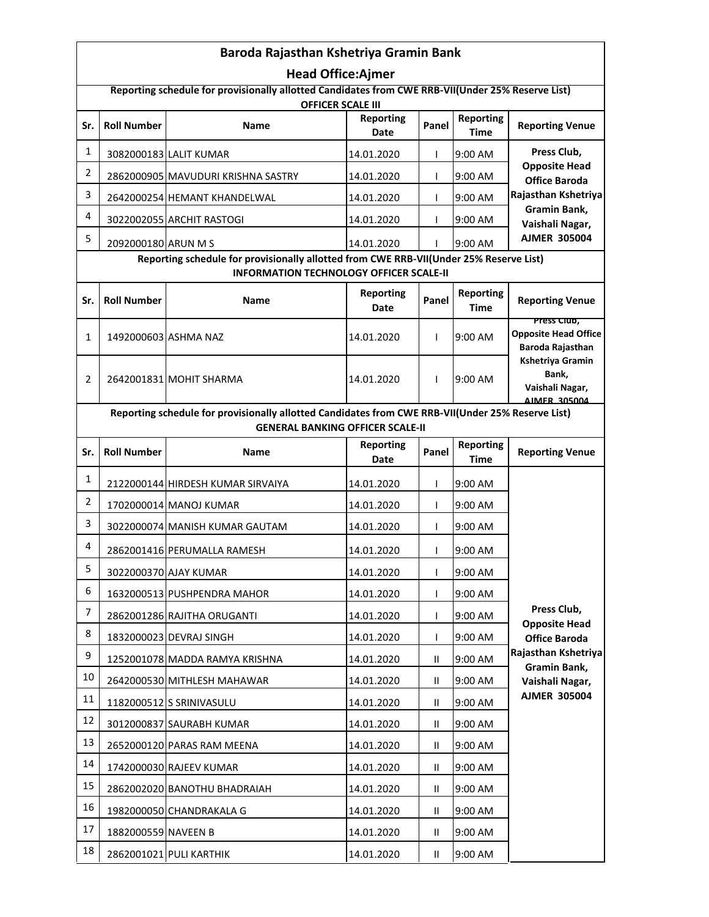# Baroda Rajasthan Kshetriya Gramin Bank

## Head Office:Ajmer

### Reporting schedule for provisionally allotted Candidates from CWE RRB-VII(Under 25% Reserve List)

### OFFICER SCALE III

| Sr. | Roll Number | Name | Reporting Date | Panel | Reporting Time | Reporting Venue |
|---|---|---|---|---|---|---|
| 1 | 3082000183 | LALIT KUMAR | 14.01.2020 | I | 9:00 AM | Press Club, Opposite Head Office Baroda Rajasthan Kshetriya Gramin Bank, Vaishali Nagar, AJMER 305004 |
| 2 | 2862000905 | MAVUDURI KRISHNA SASTRY | 14.01.2020 | I | 9:00 AM | |
| 3 | 2642000254 | HEMANT KHANDELWAL | 14.01.2020 | I | 9:00 AM | |
| 4 | 3022002055 | ARCHIT RASTOGI | 14.01.2020 | I | 9:00 AM | |
| 5 | 2092000180 | ARUN M S | 14.01.2020 | I | 9:00 AM | |

### Reporting schedule for provisionally allotted from CWE RRB-VII(Under 25% Reserve List)

### INFORMATION TECHNOLOGY OFFICER SCALE-II

| Sr. | Roll Number | Name | Reporting Date | Panel | Reporting Time | Reporting Venue |
|---|---|---|---|---|---|---|
| 1 | 1492000603 | ASHMA NAZ | 14.01.2020 | I | 9:00 AM | Press Club, Opposite Head Office Baroda Rajasthan Kshetriya Gramin Bank, Vaishali Nagar, AJMER 305004 |
| 2 | 2642001831 | MOHIT SHARMA | 14.01.2020 | I | 9:00 AM | |

### Reporting schedule for provisionally allotted Candidates from CWE RRB-VII(Under 25% Reserve List)

### GENERAL BANKING OFFICER SCALE-II

| Sr. | Roll Number | Name | Reporting Date | Panel | Reporting Time | Reporting Venue |
|---|---|---|---|---|---|---|
| 1 | 2122000144 | HIRDESH KUMAR SIRVAIYA | 14.01.2020 | I | 9:00 AM | Press Club, Opposite Head Office Baroda Rajasthan Kshetriya Gramin Bank, Vaishali Nagar, AJMER 305004 |
| 2 | 1702000014 | MANOJ KUMAR | 14.01.2020 | I | 9:00 AM | |
| 3 | 3022000074 | MANISH KUMAR GAUTAM | 14.01.2020 | I | 9:00 AM | |
| 4 | 2862001416 | PERUMALLA RAMESH | 14.01.2020 | I | 9:00 AM | |
| 5 | 3022000370 | AJAY KUMAR | 14.01.2020 | I | 9:00 AM | |
| 6 | 1632000513 | PUSHPENDRA MAHOR | 14.01.2020 | I | 9:00 AM | |
| 7 | 2862001286 | RAJITHA ORUGANTI | 14.01.2020 | I | 9:00 AM | |
| 8 | 1832000023 | DEVRAJ SINGH | 14.01.2020 | I | 9:00 AM | |
| 9 | 1252001078 | MADDA RAMYA KRISHNA | 14.01.2020 | II | 9:00 AM | |
| 10 | 2642000530 | MITHLESH MAHAWAR | 14.01.2020 | II | 9:00 AM | |
| 11 | 1182000512 | S SRINIVASULU | 14.01.2020 | II | 9:00 AM | |
| 12 | 3012000837 | SAURABH KUMAR | 14.01.2020 | II | 9:00 AM | |
| 13 | 2652000120 | PARAS RAM MEENA | 14.01.2020 | II | 9:00 AM | |
| 14 | 1742000030 | RAJEEV KUMAR | 14.01.2020 | II | 9:00 AM | |
| 15 | 2862002020 | BANOTHU BHADRAIAH | 14.01.2020 | II | 9:00 AM | |
| 16 | 1982000050 | CHANDRAKALA G | 14.01.2020 | II | 9:00 AM | |
| 17 | 1882000559 | NAVEEN B | 14.01.2020 | II | 9:00 AM | |
| 18 | 2862001021 | PULI KARTHIK | 14.01.2020 | II | 9:00 AM | |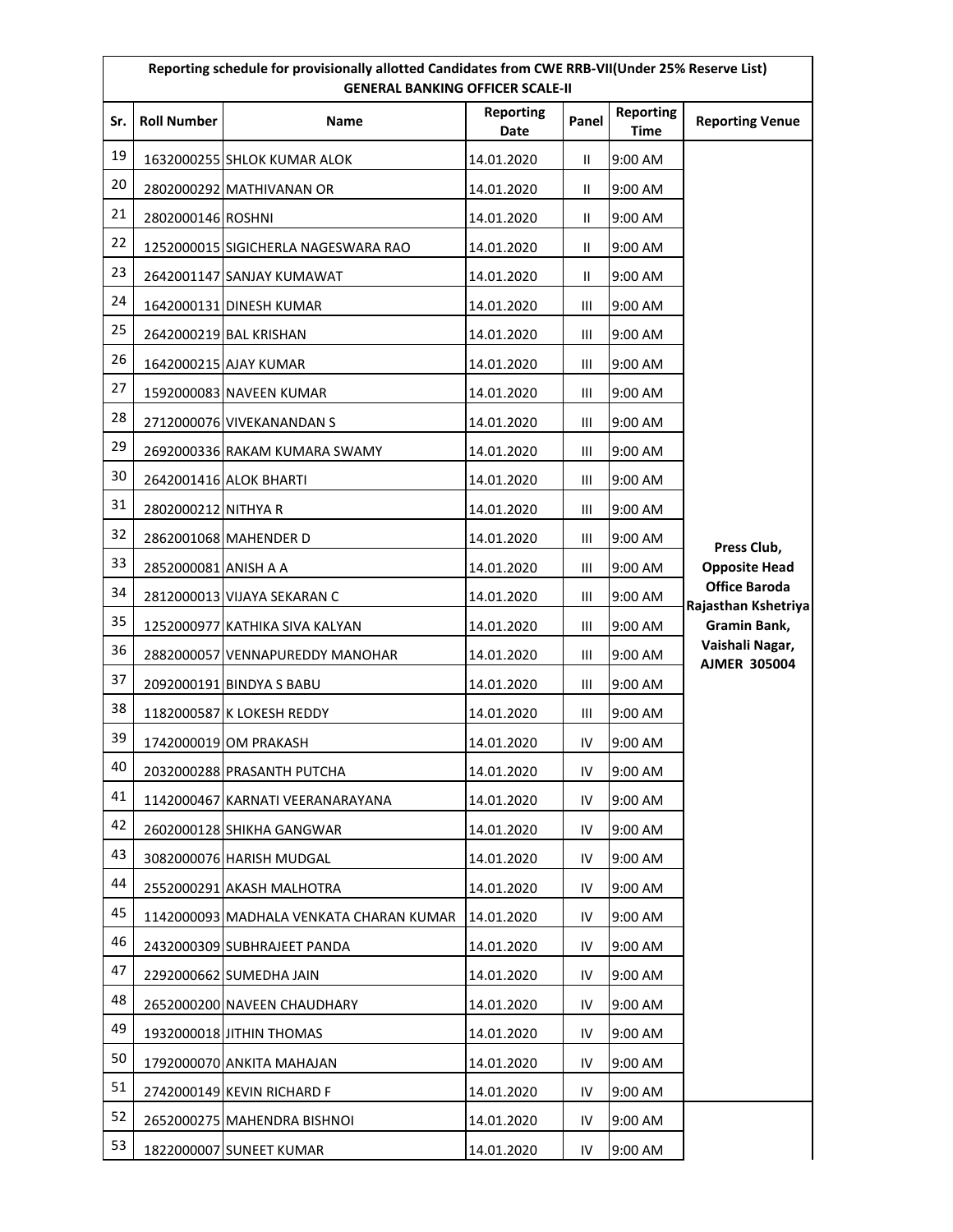| Reporting schedule for provisionally allotted Candidates from CWE RRB-VII(Under 25% Reserve List) GENERAL BANKING OFFICER SCALE-II | | | | | | |
|---|---|---|---|---|---|---|
| **Sr.** | **Roll Number** | **Name** | **Reporting Date** | **Panel** | **Reporting Time** | **Reporting Venue** |
| 19 | 1632000255 | SHLOK KUMAR ALOK | 14.01.2020 | II | 9:00 AM | Press Club, Opposite Head Office Baroda Rajasthan Kshetriya Gramin Bank, Vaishali Nagar, AJMER 305004 |
| 20 | 2802000292 | MATHIVANAN OR | 14.01.2020 | II | 9:00 AM | |
| 21 | 2802000146 | ROSHNI | 14.01.2020 | II | 9:00 AM | |
| 22 | 1252000015 | SIGICHERLA NAGESWARA RAO | 14.01.2020 | II | 9:00 AM | |
| 23 | 2642001147 | SANJAY KUMAWAT | 14.01.2020 | II | 9:00 AM | |
| 24 | 1642000131 | DINESH KUMAR | 14.01.2020 | III | 9:00 AM | |
| 25 | 2642000219 | BAL KRISHAN | 14.01.2020 | III | 9:00 AM | |
| 26 | 1642000215 | AJAY KUMAR | 14.01.2020 | III | 9:00 AM | |
| 27 | 1592000083 | NAVEEN KUMAR | 14.01.2020 | III | 9:00 AM | |
| 28 | 2712000076 | VIVEKANANDAN S | 14.01.2020 | III | 9:00 AM | |
| 29 | 2692000336 | RAKAM KUMARA SWAMY | 14.01.2020 | III | 9:00 AM | |
| 30 | 2642001416 | ALOK BHARTI | 14.01.2020 | III | 9:00 AM | |
| 31 | 2802000212 | NITHYA R | 14.01.2020 | III | 9:00 AM | |
| 32 | 2862001068 | MAHENDER D | 14.01.2020 | III | 9:00 AM | |
| 33 | 2852000081 | ANISH A A | 14.01.2020 | III | 9:00 AM | |
| 34 | 2812000013 | VIJAYA SEKARAN C | 14.01.2020 | III | 9:00 AM | |
| 35 | 1252000977 | KATHIKA SIVA KALYAN | 14.01.2020 | III | 9:00 AM | |
| 36 | 2882000057 | VENNAPUREDDY MANOHAR | 14.01.2020 | III | 9:00 AM | |
| 37 | 2092000191 | BINDYA S BABU | 14.01.2020 | III | 9:00 AM | |
| 38 | 1182000587 | K LOKESH REDDY | 14.01.2020 | III | 9:00 AM | |
| 39 | 1742000019 | OM PRAKASH | 14.01.2020 | IV | 9:00 AM | |
| 40 | 2032000288 | PRASANTH PUTCHA | 14.01.2020 | IV | 9:00 AM | |
| 41 | 1142000467 | KARNATI VEERANARAYANA | 14.01.2020 | IV | 9:00 AM | |
| 42 | 2602000128 | SHIKHA GANGWAR | 14.01.2020 | IV | 9:00 AM | |
| 43 | 3082000076 | HARISH MUDGAL | 14.01.2020 | IV | 9:00 AM | |
| 44 | 2552000291 | AKASH MALHOTRA | 14.01.2020 | IV | 9:00 AM | |
| 45 | 1142000093 | MADHALA VENKATA CHARAN KUMAR | 14.01.2020 | IV | 9:00 AM | |
| 46 | 2432000309 | SUBHRAJEET PANDA | 14.01.2020 | IV | 9:00 AM | |
| 47 | 2292000662 | SUMEDHA JAIN | 14.01.2020 | IV | 9:00 AM | |
| 48 | 2652000200 | NAVEEN CHAUDHARY | 14.01.2020 | IV | 9:00 AM | |
| 49 | 1932000018 | JITHIN THOMAS | 14.01.2020 | IV | 9:00 AM | |
| 50 | 1792000070 | ANKITA MAHAJAN | 14.01.2020 | IV | 9:00 AM | |
| 51 | 2742000149 | KEVIN RICHARD F | 14.01.2020 | IV | 9:00 AM | |
| 52 | 2652000275 | MAHENDRA BISHNOI | 14.01.2020 | IV | 9:00 AM | |
| 53 | 1822000007 | SUNEET KUMAR | 14.01.2020 | IV | 9:00 AM | |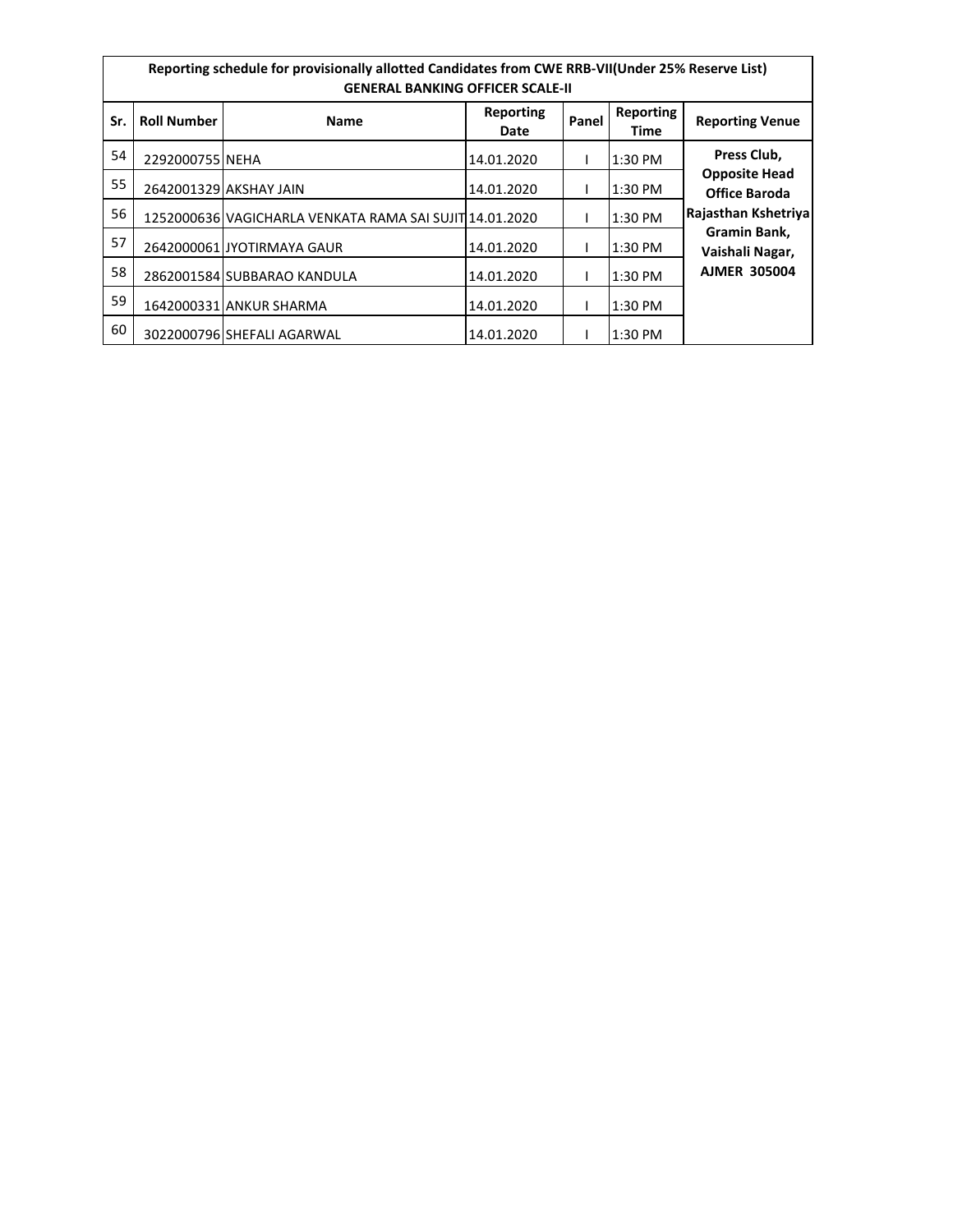**Reporting schedule for provisionally allotted Candidates from CWE RRB-VII(Under 25% Reserve List)**
**GENERAL BANKING OFFICER SCALE-II**

| Sr. | Roll Number | Name | Reporting Date | Panel | Reporting Time | Reporting Venue |
|---|---|---|---|---|---|---|
| 54 | 2292000755 | NEHA | 14.01.2020 | I | 1:30 PM | Press Club, Opposite Head Office Baroda Rajasthan Kshetriya Gramin Bank, Vaishali Nagar, AJMER 305004 |
| 55 | 2642001329 | AKSHAY JAIN | 14.01.2020 | I | 1:30 PM | |
| 56 | 1252000636 | VAGICHARLA VENKATA RAMA SAI SUJIT | 14.01.2020 | I | 1:30 PM | |
| 57 | 2642000061 | JYOTIRMAYA GAUR | 14.01.2020 | I | 1:30 PM | |
| 58 | 2862001584 | SUBBARAO KANDULA | 14.01.2020 | I | 1:30 PM | |
| 59 | 1642000331 | ANKUR SHARMA | 14.01.2020 | I | 1:30 PM | |
| 60 | 3022000796 | SHEFALI AGARWAL | 14.01.2020 | I | 1:30 PM | |